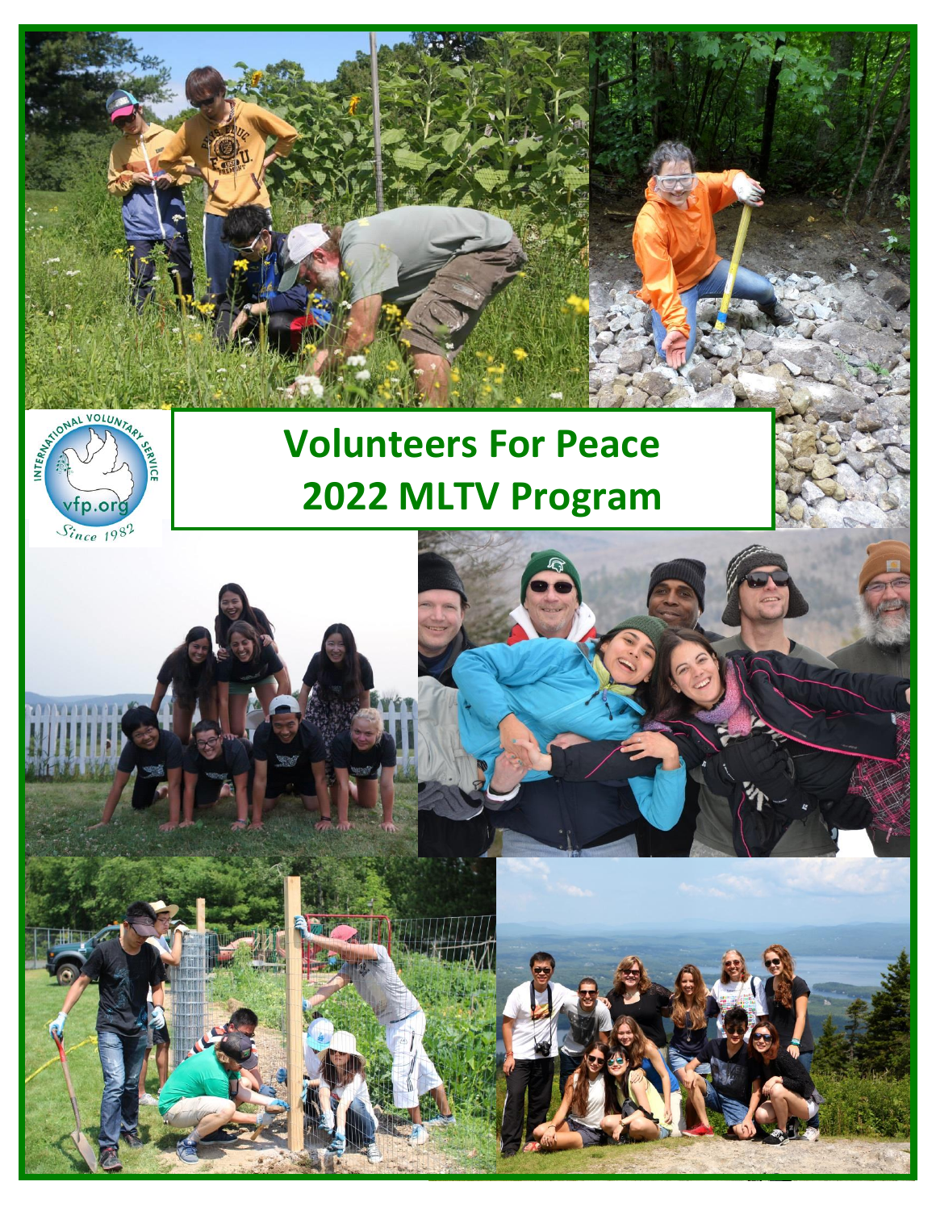# Volunteers For Peace 2022 MLTV Program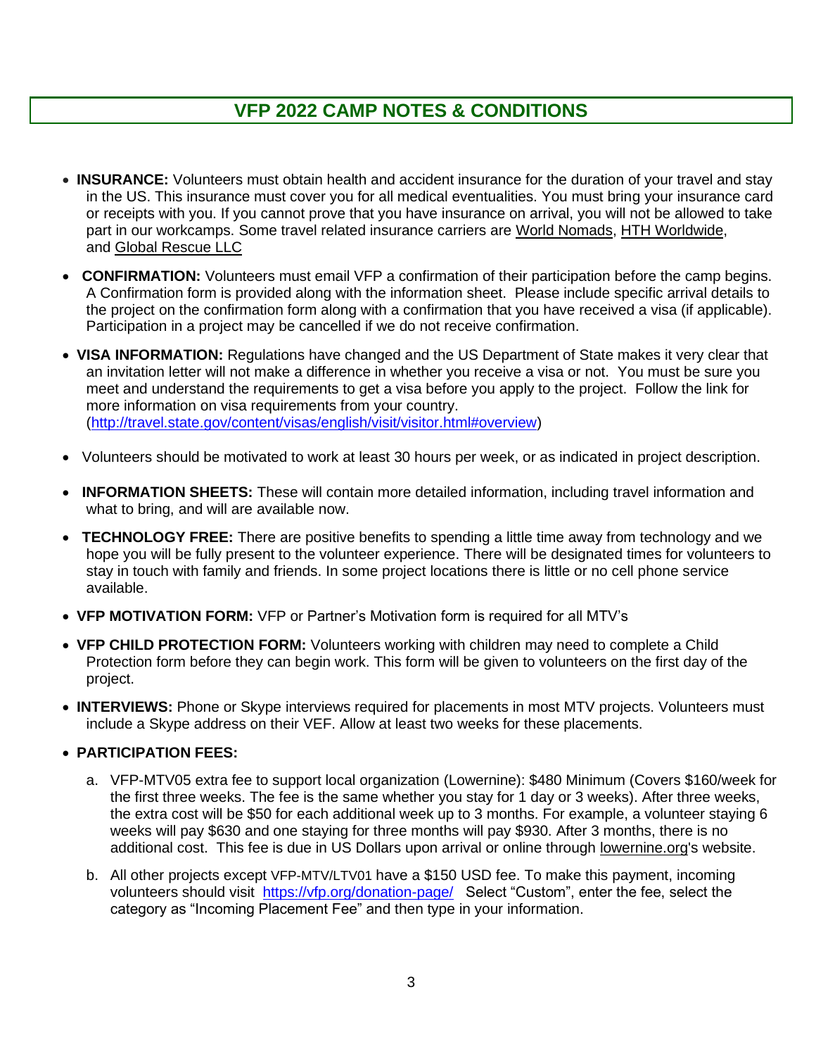# VFP 2022 CAMP NOTES & CONDITIONS

- **INSURANCE:** Volunteers must obtain health and accident insurance for the duration of your travel and stay in the US. This insurance must cover you for all medical eventualities. You must bring your insurance card or receipts with you. If you cannot prove that you have insurance on arrival, you will not be allowed to take part in our workcamps. Some travel related insurance carriers are World Nomads, HTH Worldwide, and Global Rescue LLC

- **CONFIRMATION:** Volunteers must email VFP a confirmation of their participation before the camp begins. A Confirmation form is provided along with the information sheet. Please include specific arrival details to the project on the confirmation form along with a confirmation that you have received a visa (if applicable). Participation in a project may be cancelled if we do not receive confirmation.

- **VISA INFORMATION:** Regulations have changed and the US Department of State makes it very clear that an invitation letter will not make a difference in whether you receive a visa or not. You must be sure you meet and understand the requirements to get a visa before you apply to the project. Follow the link for more information on visa requirements from your country. (http://travel.state.gov/content/visas/english/visit/visitor.html#overview)

- Volunteers should be motivated to work at least 30 hours per week, or as indicated in project description.

- **INFORMATION SHEETS:** These will contain more detailed information, including travel information and what to bring, and will are available now.

- **TECHNOLOGY FREE:** There are positive benefits to spending a little time away from technology and we hope you will be fully present to the volunteer experience. There will be designated times for volunteers to stay in touch with family and friends. In some project locations there is little or no cell phone service available.

- **VFP MOTIVATION FORM:** VFP or Partner's Motivation form is required for all MTV's

- **VFP CHILD PROTECTION FORM:** Volunteers working with children may need to complete a Child Protection form before they can begin work. This form will be given to volunteers on the first day of the project.

- **INTERVIEWS:** Phone or Skype interviews required for placements in most MTV projects. Volunteers must include a Skype address on their VEF. Allow at least two weeks for these placements.

- **PARTICIPATION FEES:**

    a. VFP-MTV05 extra fee to support local organization (Lowernine): $480 Minimum (Covers $160/week for the first three weeks. The fee is the same whether you stay for 1 day or 3 weeks). After three weeks, the extra cost will be $50 for each additional week up to 3 months. For example, a volunteer staying 6 weeks will pay $630 and one staying for three months will pay $930. After 3 months, there is no additional cost. This fee is due in US Dollars upon arrival or online through lowernine.org's website.

    b. All other projects except VFP-MTV/LTV01 have a $150 USD fee. To make this payment, incoming volunteers should visit https://vfp.org/donation-page/ Select "Custom", enter the fee, select the category as "Incoming Placement Fee" and then type in your information.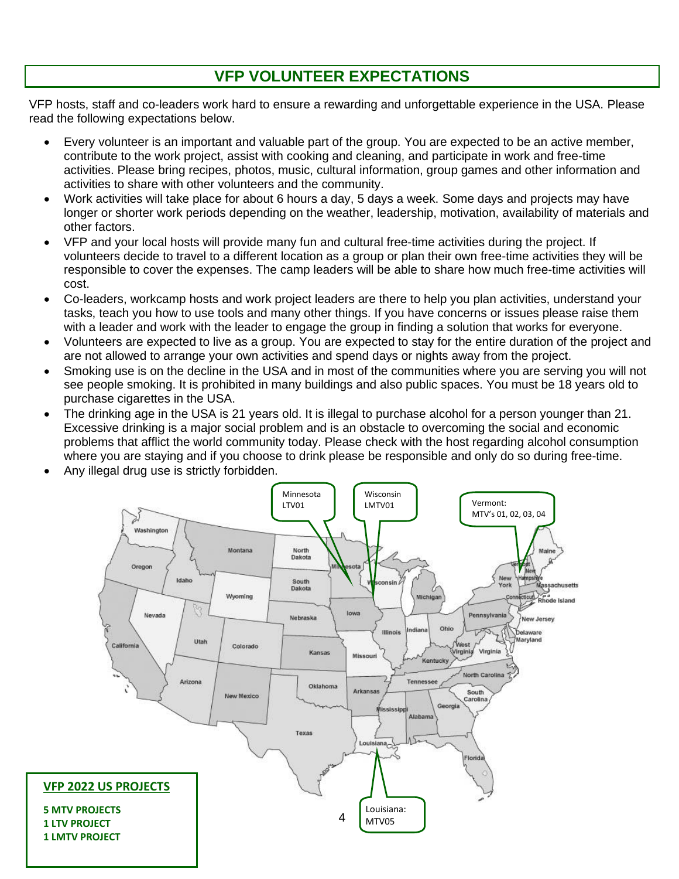# VFP VOLUNTEER EXPECTATIONS

VFP hosts, staff and co-leaders work hard to ensure a rewarding and unforgettable experience in the USA. Please read the following expectations below.

- Every volunteer is an important and valuable part of the group. You are expected to be an active member, contribute to the work project, assist with cooking and cleaning, and participate in work and free-time activities. Please bring recipes, photos, music, cultural information, group games and other information and activities to share with other volunteers and the community.
- Work activities will take place for about 6 hours a day, 5 days a week. Some days and projects may have longer or shorter work periods depending on the weather, leadership, motivation, availability of materials and other factors.
- VFP and your local hosts will provide many fun and cultural free-time activities during the project. If volunteers decide to travel to a different location as a group or plan their own free-time activities they will be responsible to cover the expenses. The camp leaders will be able to share how much free-time activities will cost.
- Co-leaders, workcamp hosts and work project leaders are there to help you plan activities, understand your tasks, teach you how to use tools and many other things. If you have concerns or issues please raise them with a leader and work with the leader to engage the group in finding a solution that works for everyone.
- Volunteers are expected to live as a group. You are expected to stay for the entire duration of the project and are not allowed to arrange your own activities and spend days or nights away from the project.
- Smoking use is on the decline in the USA and in most of the communities where you are serving you will not see people smoking. It is prohibited in many buildings and also public spaces. You must be 18 years old to purchase cigarettes in the USA.
- The drinking age in the USA is 21 years old. It is illegal to purchase alcohol for a person younger than 21. Excessive drinking is a major social problem and is an obstacle to overcoming the social and economic problems that afflict the world community today. Please check with the host regarding alcohol consumption where you are staying and if you choose to drink please be responsible and only do so during free-time.
- Any illegal drug use is strictly forbidden.

Minnesota LTV01

Wisconsin LMTV01

Vermont: MTV's 01, 02, 03, 04

Louisiana: MTV05

**VFP 2022 US PROJECTS**

**5 MTV PROJECTS**
**1 LTV PROJECT**
**1 LMTV PROJECT**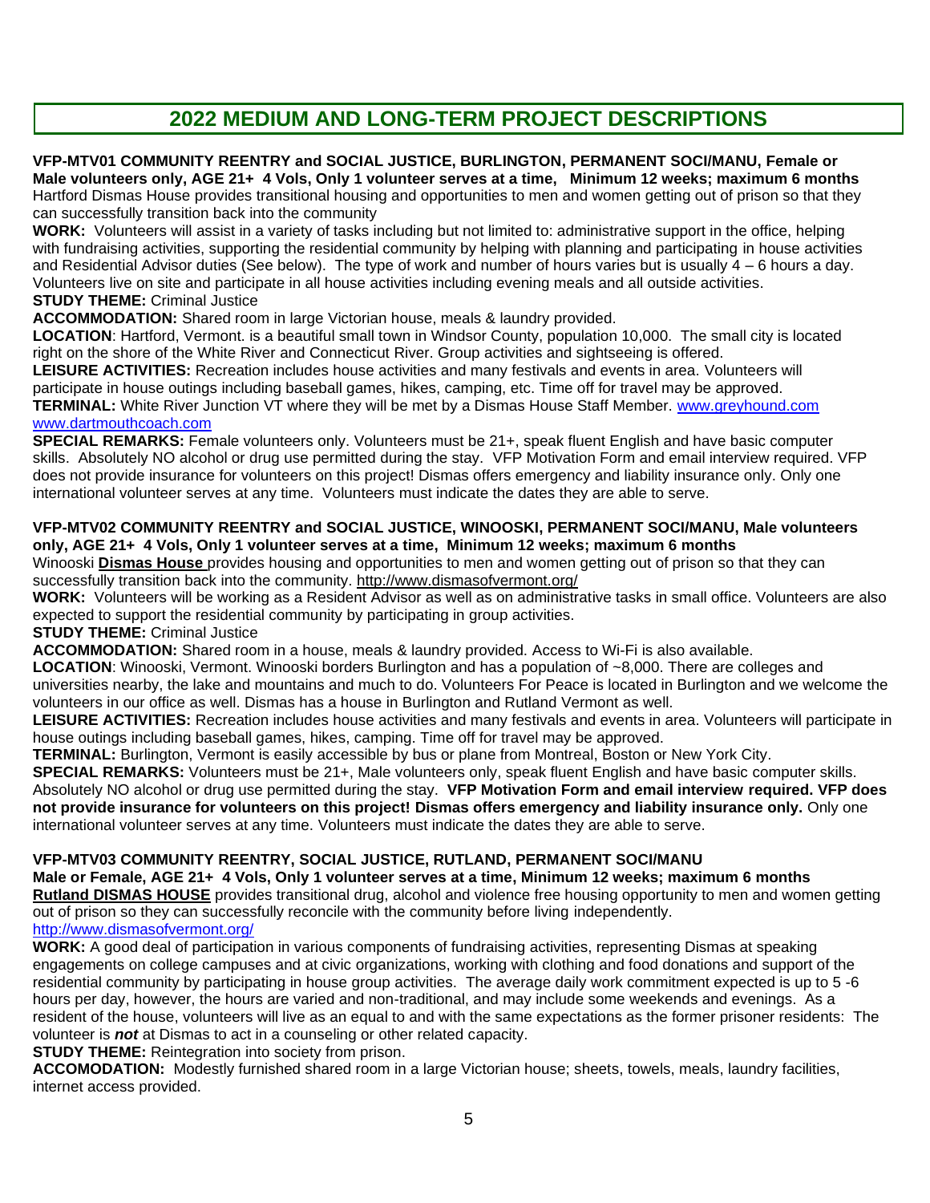# 2022 MEDIUM AND LONG-TERM PROJECT DESCRIPTIONS

**VFP-MTV01 COMMUNITY REENTRY and SOCIAL JUSTICE, BURLINGTON, PERMANENT SOCI/MANU, Female or Male volunteers only, AGE 21+ 4 Vols, Only 1 volunteer serves at a time, Minimum 12 weeks; maximum 6 months**
Hartford Dismas House provides transitional housing and opportunities to men and women getting out of prison so that they can successfully transition back into the community

**WORK:** Volunteers will assist in a variety of tasks including but not limited to: administrative support in the office, helping with fundraising activities, supporting the residential community by helping with planning and participating in house activities and Residential Advisor duties (See below). The type of work and number of hours varies but is usually 4 – 6 hours a day. Volunteers live on site and participate in all house activities including evening meals and all outside activities.

**STUDY THEME:** Criminal Justice

**ACCOMMODATION:** Shared room in large Victorian house, meals & laundry provided.

**LOCATION**: Hartford, Vermont. is a beautiful small town in Windsor County, population 10,000. The small city is located right on the shore of the White River and Connecticut River. Group activities and sightseeing is offered.

**LEISURE ACTIVITIES:** Recreation includes house activities and many festivals and events in area. Volunteers will participate in house outings including baseball games, hikes, camping, etc. Time off for travel may be approved.

**TERMINAL:** White River Junction VT where they will be met by a Dismas House Staff Member. www.greyhound.com www.dartmouthcoach.com

**SPECIAL REMARKS:** Female volunteers only. Volunteers must be 21+, speak fluent English and have basic computer skills. Absolutely NO alcohol or drug use permitted during the stay. VFP Motivation Form and email interview required. VFP does not provide insurance for volunteers on this project! Dismas offers emergency and liability insurance only. Only one international volunteer serves at any time. Volunteers must indicate the dates they are able to serve.

**VFP-MTV02 COMMUNITY REENTRY and SOCIAL JUSTICE, WINOOSKI, PERMANENT SOCI/MANU, Male volunteers only, AGE 21+ 4 Vols, Only 1 volunteer serves at a time, Minimum 12 weeks; maximum 6 months**
Winooski **Dismas House** provides housing and opportunities to men and women getting out of prison so that they can successfully transition back into the community. http://www.dismasofvermont.org/

**WORK:** Volunteers will be working as a Resident Advisor as well as on administrative tasks in small office. Volunteers are also expected to support the residential community by participating in group activities.

**STUDY THEME:** Criminal Justice

**ACCOMMODATION:** Shared room in a house, meals & laundry provided. Access to Wi-Fi is also available.

**LOCATION**: Winooski, Vermont. Winooski borders Burlington and has a population of ~8,000. There are colleges and universities nearby, the lake and mountains and much to do. Volunteers For Peace is located in Burlington and we welcome the volunteers in our office as well. Dismas has a house in Burlington and Rutland Vermont as well.

**LEISURE ACTIVITIES:** Recreation includes house activities and many festivals and events in area. Volunteers will participate in house outings including baseball games, hikes, camping. Time off for travel may be approved.

**TERMINAL:** Burlington, Vermont is easily accessible by bus or plane from Montreal, Boston or New York City.

**SPECIAL REMARKS:** Volunteers must be 21+, Male volunteers only, speak fluent English and have basic computer skills. Absolutely NO alcohol or drug use permitted during the stay. **VFP Motivation Form and email interview required. VFP does not provide insurance for volunteers on this project! Dismas offers emergency and liability insurance only.** Only one international volunteer serves at any time. Volunteers must indicate the dates they are able to serve.

**VFP-MTV03 COMMUNITY REENTRY, SOCIAL JUSTICE, RUTLAND, PERMANENT SOCI/MANU**
**Male or Female, AGE 21+ 4 Vols, Only 1 volunteer serves at a time, Minimum 12 weeks; maximum 6 months**
**Rutland DISMAS HOUSE** provides transitional drug, alcohol and violence free housing opportunity to men and women getting out of prison so they can successfully reconcile with the community before living independently.
http://www.dismasofvermont.org/

**WORK:** A good deal of participation in various components of fundraising activities, representing Dismas at speaking engagements on college campuses and at civic organizations, working with clothing and food donations and support of the residential community by participating in house group activities. The average daily work commitment expected is up to 5 -6 hours per day, however, the hours are varied and non-traditional, and may include some weekends and evenings. As a resident of the house, volunteers will live as an equal to and with the same expectations as the former prisoner residents: The volunteer is ***not*** at Dismas to act in a counseling or other related capacity.

**STUDY THEME:** Reintegration into society from prison.

**ACCOMODATION:** Modestly furnished shared room in a large Victorian house; sheets, towels, meals, laundry facilities, internet access provided.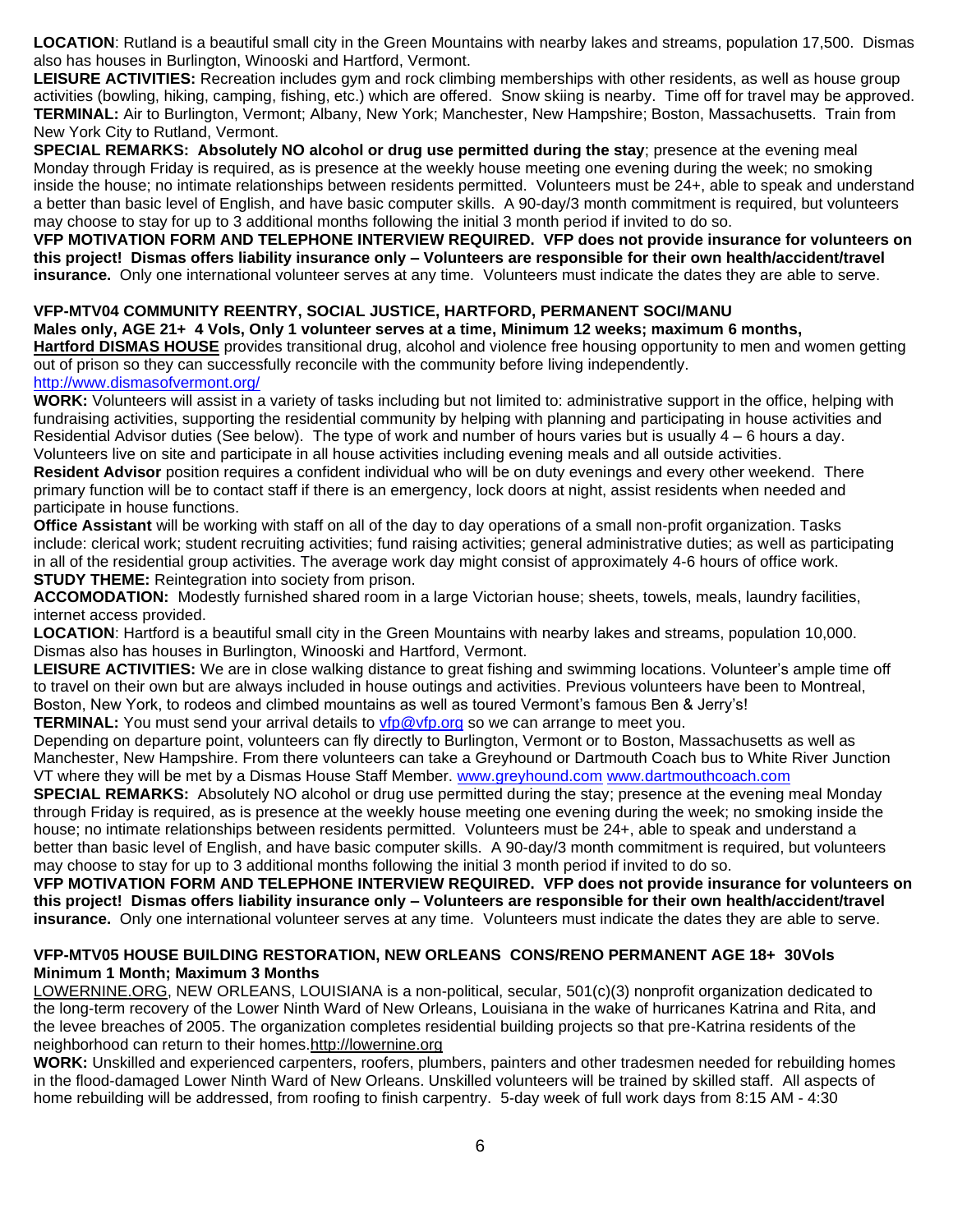**LOCATION**: Rutland is a beautiful small city in the Green Mountains with nearby lakes and streams, population 17,500. Dismas also has houses in Burlington, Winooski and Hartford, Vermont.

**LEISURE ACTIVITIES:** Recreation includes gym and rock climbing memberships with other residents, as well as house group activities (bowling, hiking, camping, fishing, etc.) which are offered. Snow skiing is nearby. Time off for travel may be approved.

**TERMINAL:** Air to Burlington, Vermont; Albany, New York; Manchester, New Hampshire; Boston, Massachusetts. Train from New York City to Rutland, Vermont.

**SPECIAL REMARKS: Absolutely NO alcohol or drug use permitted during the stay**; presence at the evening meal Monday through Friday is required, as is presence at the weekly house meeting one evening during the week; no smoking inside the house; no intimate relationships between residents permitted. Volunteers must be 24+, able to speak and understand a better than basic level of English, and have basic computer skills. A 90-day/3 month commitment is required, but volunteers may choose to stay for up to 3 additional months following the initial 3 month period if invited to do so.

**VFP MOTIVATION FORM AND TELEPHONE INTERVIEW REQUIRED. VFP does not provide insurance for volunteers on this project! Dismas offers liability insurance only – Volunteers are responsible for their own health/accident/travel insurance.** Only one international volunteer serves at any time. Volunteers must indicate the dates they are able to serve.

**VFP-MTV04 COMMUNITY REENTRY, SOCIAL JUSTICE, HARTFORD, PERMANENT SOCI/MANU**
**Males only, AGE 21+ 4 Vols, Only 1 volunteer serves at a time, Minimum 12 weeks; maximum 6 months,**

**Hartford DISMAS HOUSE** provides transitional drug, alcohol and violence free housing opportunity to men and women getting out of prison so they can successfully reconcile with the community before living independently.
http://www.dismasofvermont.org/

**WORK:** Volunteers will assist in a variety of tasks including but not limited to: administrative support in the office, helping with fundraising activities, supporting the residential community by helping with planning and participating in house activities and Residential Advisor duties (See below). The type of work and number of hours varies but is usually 4 – 6 hours a day. Volunteers live on site and participate in all house activities including evening meals and all outside activities.

**Resident Advisor** position requires a confident individual who will be on duty evenings and every other weekend. There primary function will be to contact staff if there is an emergency, lock doors at night, assist residents when needed and participate in house functions.

**Office Assistant** will be working with staff on all of the day to day operations of a small non-profit organization. Tasks include: clerical work; student recruiting activities; fund raising activities; general administrative duties; as well as participating in all of the residential group activities. The average work day might consist of approximately 4-6 hours of office work.

**STUDY THEME:** Reintegration into society from prison.

**ACCOMODATION:** Modestly furnished shared room in a large Victorian house; sheets, towels, meals, laundry facilities, internet access provided.

**LOCATION**: Hartford is a beautiful small city in the Green Mountains with nearby lakes and streams, population 10,000. Dismas also has houses in Burlington, Winooski and Hartford, Vermont.

**LEISURE ACTIVITIES:** We are in close walking distance to great fishing and swimming locations. Volunteer's ample time off to travel on their own but are always included in house outings and activities. Previous volunteers have been to Montreal, Boston, New York, to rodeos and climbed mountains as well as toured Vermont's famous Ben & Jerry's!

**TERMINAL:** You must send your arrival details to vfp@vfp.org so we can arrange to meet you.
Depending on departure point, volunteers can fly directly to Burlington, Vermont or to Boston, Massachusetts as well as Manchester, New Hampshire. From there volunteers can take a Greyhound or Dartmouth Coach bus to White River Junction VT where they will be met by a Dismas House Staff Member. www.greyhound.com www.dartmouthcoach.com

**SPECIAL REMARKS:** Absolutely NO alcohol or drug use permitted during the stay; presence at the evening meal Monday through Friday is required, as is presence at the weekly house meeting one evening during the week; no smoking inside the house; no intimate relationships between residents permitted. Volunteers must be 24+, able to speak and understand a better than basic level of English, and have basic computer skills. A 90-day/3 month commitment is required, but volunteers may choose to stay for up to 3 additional months following the initial 3 month period if invited to do so.

**VFP MOTIVATION FORM AND TELEPHONE INTERVIEW REQUIRED. VFP does not provide insurance for volunteers on this project! Dismas offers liability insurance only – Volunteers are responsible for their own health/accident/travel insurance.** Only one international volunteer serves at any time. Volunteers must indicate the dates they are able to serve.

**VFP-MTV05 HOUSE BUILDING RESTORATION, NEW ORLEANS CONS/RENO PERMANENT AGE 18+ 30Vols**
**Minimum 1 Month; Maximum 3 Months**

LOWERNINE.ORG, NEW ORLEANS, LOUISIANA is a non-political, secular, 501(c)(3) nonprofit organization dedicated to the long-term recovery of the Lower Ninth Ward of New Orleans, Louisiana in the wake of hurricanes Katrina and Rita, and the levee breaches of 2005. The organization completes residential building projects so that pre-Katrina residents of the neighborhood can return to their homes.http://lowernine.org

**WORK:** Unskilled and experienced carpenters, roofers, plumbers, painters and other tradesmen needed for rebuilding homes in the flood-damaged Lower Ninth Ward of New Orleans. Unskilled volunteers will be trained by skilled staff. All aspects of home rebuilding will be addressed, from roofing to finish carpentry. 5-day week of full work days from 8:15 AM - 4:30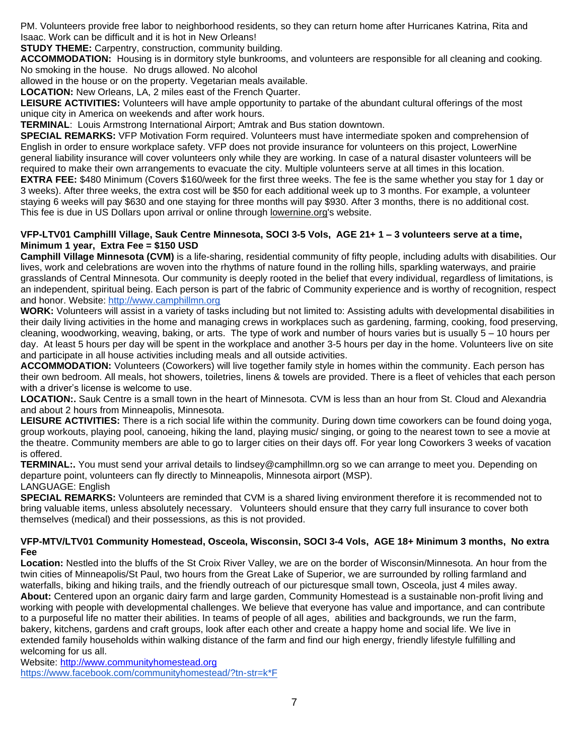PM. Volunteers provide free labor to neighborhood residents, so they can return home after Hurricanes Katrina, Rita and Isaac. Work can be difficult and it is hot in New Orleans!

**STUDY THEME:** Carpentry, construction, community building.

**ACCOMMODATION:** Housing is in dormitory style bunkrooms, and volunteers are responsible for all cleaning and cooking. No smoking in the house. No drugs allowed. No alcohol allowed in the house or on the property. Vegetarian meals available.

**LOCATION:** New Orleans, LA, 2 miles east of the French Quarter.

**LEISURE ACTIVITIES:** Volunteers will have ample opportunity to partake of the abundant cultural offerings of the most unique city in America on weekends and after work hours.

**TERMINAL**: Louis Armstrong International Airport; Amtrak and Bus station downtown.

**SPECIAL REMARKS:** VFP Motivation Form required. Volunteers must have intermediate spoken and comprehension of English in order to ensure workplace safety. VFP does not provide insurance for volunteers on this project, LowerNine general liability insurance will cover volunteers only while they are working. In case of a natural disaster volunteers will be required to make their own arrangements to evacuate the city. Multiple volunteers serve at all times in this location.

**EXTRA FEE:** $480 Minimum (Covers $160/week for the first three weeks. The fee is the same whether you stay for 1 day or 3 weeks). After three weeks, the extra cost will be $50 for each additional week up to 3 months. For example, a volunteer staying 6 weeks will pay $630 and one staying for three months will pay $930. After 3 months, there is no additional cost. This fee is due in US Dollars upon arrival or online through lowernine.org's website.

### VFP-LTV01 Camphilll Village, Sauk Centre Minnesota, SOCI 3-5 Vols, AGE 21+ 1 – 3 volunteers serve at a time, Minimum 1 year, Extra Fee = $150 USD

**Camphill Village Minnesota (CVM)** is a life-sharing, residential community of fifty people, including adults with disabilities. Our lives, work and celebrations are woven into the rhythms of nature found in the rolling hills, sparkling waterways, and prairie grasslands of Central Minnesota. Our community is deeply rooted in the belief that every individual, regardless of limitations, is an independent, spiritual being. Each person is part of the fabric of Community experience and is worthy of recognition, respect and honor. Website: http://www.camphillmn.org

**WORK:** Volunteers will assist in a variety of tasks including but not limited to: Assisting adults with developmental disabilities in their daily living activities in the home and managing crews in workplaces such as gardening, farming, cooking, food preserving, cleaning, woodworking, weaving, baking, or arts. The type of work and number of hours varies but is usually 5 – 10 hours per day. At least 5 hours per day will be spent in the workplace and another 3-5 hours per day in the home. Volunteers live on site and participate in all house activities including meals and all outside activities.

**ACCOMMODATION:** Volunteers (Coworkers) will live together family style in homes within the community. Each person has their own bedroom. All meals, hot showers, toiletries, linens & towels are provided. There is a fleet of vehicles that each person with a driver's license is welcome to use.

**LOCATION:.** Sauk Centre is a small town in the heart of Minnesota. CVM is less than an hour from St. Cloud and Alexandria and about 2 hours from Minneapolis, Minnesota.

**LEISURE ACTIVITIES:** There is a rich social life within the community. During down time coworkers can be found doing yoga, group workouts, playing pool, canoeing, hiking the land, playing music/ singing, or going to the nearest town to see a movie at the theatre. Community members are able to go to larger cities on their days off. For year long Coworkers 3 weeks of vacation is offered.

**TERMINAL:.** You must send your arrival details to lindsey@camphillmn.org so we can arrange to meet you. Depending on departure point, volunteers can fly directly to Minneapolis, Minnesota airport (MSP).

LANGUAGE: English

**SPECIAL REMARKS:** Volunteers are reminded that CVM is a shared living environment therefore it is recommended not to bring valuable items, unless absolutely necessary. Volunteers should ensure that they carry full insurance to cover both themselves (medical) and their possessions, as this is not provided.

### VFP-MTV/LTV01 Community Homestead, Osceola, Wisconsin, SOCI 3-4 Vols, AGE 18+ Minimum 3 months, No extra Fee

**Location:** Nestled into the bluffs of the St Croix River Valley, we are on the border of Wisconsin/Minnesota. An hour from the twin cities of Minneapolis/St Paul, two hours from the Great Lake of Superior, we are surrounded by rolling farmland and waterfalls, biking and hiking trails, and the friendly outreach of our picturesque small town, Osceola, just 4 miles away.

**About:** Centered upon an organic dairy farm and large garden, Community Homestead is a sustainable non-profit living and working with people with developmental challenges. We believe that everyone has value and importance, and can contribute to a purposeful life no matter their abilities. In teams of people of all ages, abilities and backgrounds, we run the farm, bakery, kitchens, gardens and craft groups, look after each other and create a happy home and social life. We live in extended family households within walking distance of the farm and find our high energy, friendly lifestyle fulfilling and welcoming for us all.

Website: http://www.communityhomestead.org
https://www.facebook.com/communityhomestead/?tn-str=k*F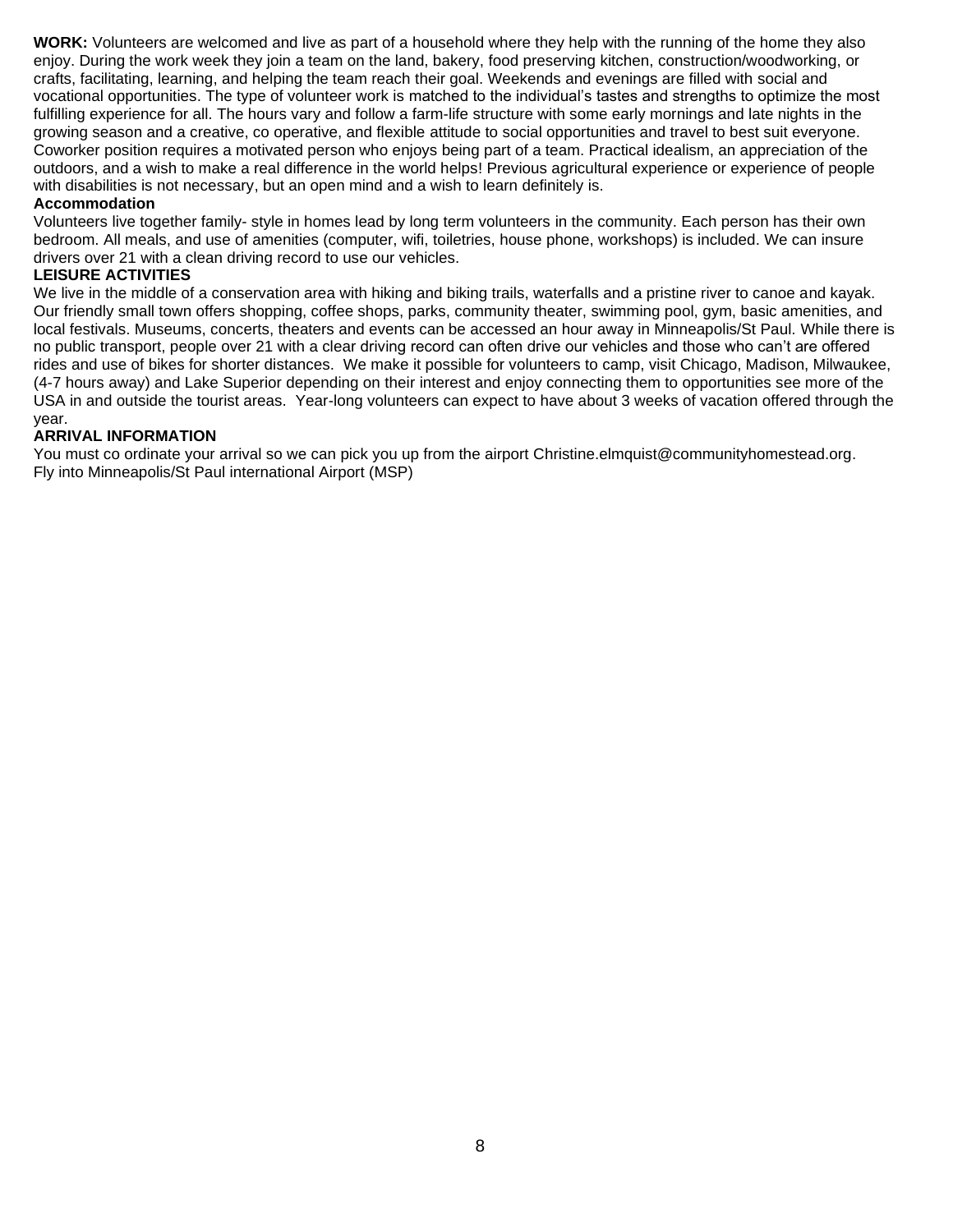**WORK:** Volunteers are welcomed and live as part of a household where they help with the running of the home they also enjoy. During the work week they join a team on the land, bakery, food preserving kitchen, construction/woodworking, or crafts, facilitating, learning, and helping the team reach their goal. Weekends and evenings are filled with social and vocational opportunities. The type of volunteer work is matched to the individual's tastes and strengths to optimize the most fulfilling experience for all. The hours vary and follow a farm-life structure with some early mornings and late nights in the growing season and a creative, co operative, and flexible attitude to social opportunities and travel to best suit everyone. Coworker position requires a motivated person who enjoys being part of a team. Practical idealism, an appreciation of the outdoors, and a wish to make a real difference in the world helps! Previous agricultural experience or experience of people with disabilities is not necessary, but an open mind and a wish to learn definitely is.

**Accommodation**

Volunteers live together family- style in homes lead by long term volunteers in the community. Each person has their own bedroom. All meals, and use of amenities (computer, wifi, toiletries, house phone, workshops) is included. We can insure drivers over 21 with a clean driving record to use our vehicles.

**LEISURE ACTIVITIES**

We live in the middle of a conservation area with hiking and biking trails, waterfalls and a pristine river to canoe and kayak. Our friendly small town offers shopping, coffee shops, parks, community theater, swimming pool, gym, basic amenities, and local festivals. Museums, concerts, theaters and events can be accessed an hour away in Minneapolis/St Paul. While there is no public transport, people over 21 with a clear driving record can often drive our vehicles and those who can't are offered rides and use of bikes for shorter distances. We make it possible for volunteers to camp, visit Chicago, Madison, Milwaukee, (4-7 hours away) and Lake Superior depending on their interest and enjoy connecting them to opportunities see more of the USA in and outside the tourist areas. Year-long volunteers can expect to have about 3 weeks of vacation offered through the year.

**ARRIVAL INFORMATION**

You must co ordinate your arrival so we can pick you up from the airport Christine.elmquist@communityhomestead.org. Fly into Minneapolis/St Paul international Airport (MSP)